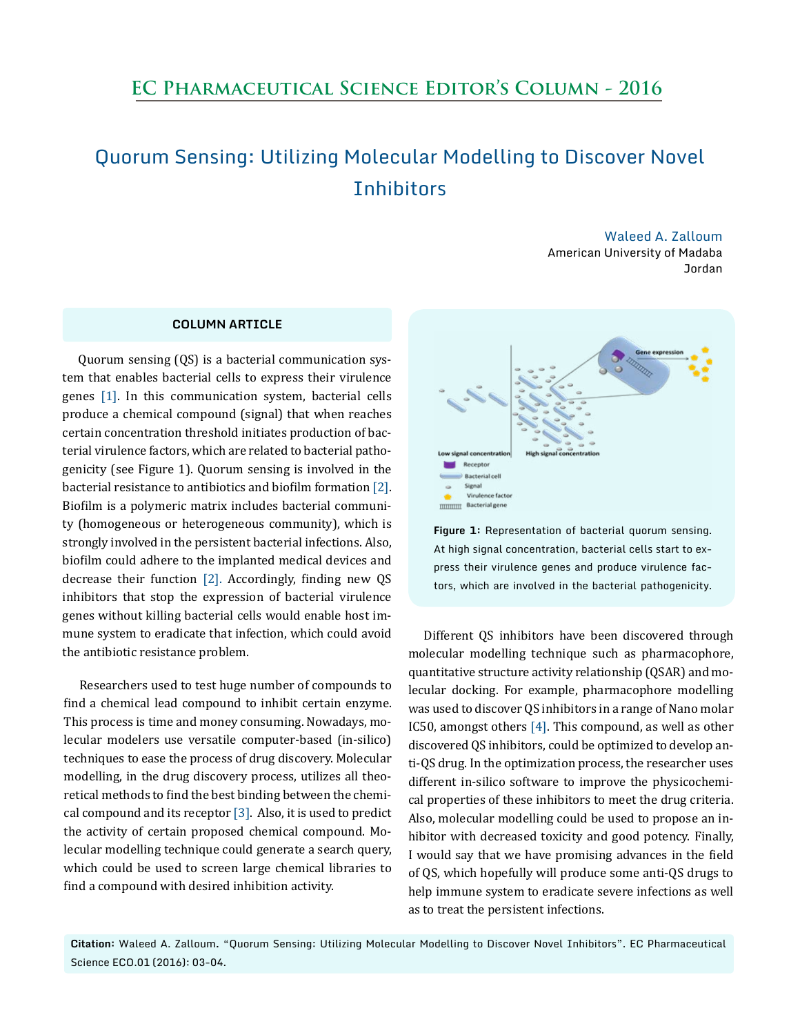# EC Pharmaceutical Science Editor's Column - 2016

## Quorum Sensing: Utilizing Molecular Modelling to Discover Novel Inhibitors

**Waleed A. Zalloum**
American University of Madaba
Jordan

### COLUMN ARTICLE

Quorum sensing (QS) is a bacterial communication system that enables bacterial cells to express their virulence genes [1]. In this communication system, bacterial cells produce a chemical compound (signal) that when reaches certain concentration threshold initiates production of bacterial virulence factors, which are related to bacterial pathogenicity (see Figure 1). Quorum sensing is involved in the bacterial resistance to antibiotics and biofilm formation [2]. Biofilm is a polymeric matrix includes bacterial community (homogeneous or heterogeneous community), which is strongly involved in the persistent bacterial infections. Also, biofilm could adhere to the implanted medical devices and decrease their function [2]. Accordingly, finding new QS inhibitors that stop the expression of bacterial virulence genes without killing bacterial cells would enable host immune system to eradicate that infection, which could avoid the antibiotic resistance problem.

Researchers used to test huge number of compounds to find a chemical lead compound to inhibit certain enzyme. This process is time and money consuming. Nowadays, molecular modelers use versatile computer-based (in-silico) techniques to ease the process of drug discovery. Molecular modelling, in the drug discovery process, utilizes all theoretical methods to find the best binding between the chemical compound and its receptor [3]. Also, it is used to predict the activity of certain proposed chemical compound. Molecular modelling technique could generate a search query, which could be used to screen large chemical libraries to find a compound with desired inhibition activity.

Gene expression

Low signal concentration

High signal concentration

Receptor

Bacterial cell

Signal

Virulence factor

Bacterial gene

**Figure 1:** Representation of bacterial quorum sensing. At high signal concentration, bacterial cells start to express their virulence genes and produce virulence factors, which are involved in the bacterial pathogenicity.

Different QS inhibitors have been discovered through molecular modelling technique such as pharmacophore, quantitative structure activity relationship (QSAR) and molecular docking. For example, pharmacophore modelling was used to discover QS inhibitors in a range of Nano molar IC50, amongst others [4]. This compound, as well as other discovered QS inhibitors, could be optimized to develop anti-QS drug. In the optimization process, the researcher uses different in-silico software to improve the physicochemical properties of these inhibitors to meet the drug criteria. Also, molecular modelling could be used to propose an inhibitor with decreased toxicity and good potency. Finally, I would say that we have promising advances in the field of QS, which hopefully will produce some anti-QS drugs to help immune system to eradicate severe infections as well as to treat the persistent infections.

**Citation:** Waleed A. Zalloum. "Quorum Sensing: Utilizing Molecular Modelling to Discover Novel Inhibitors". EC Pharmaceutical Science ECO.01 (2016): 03-04.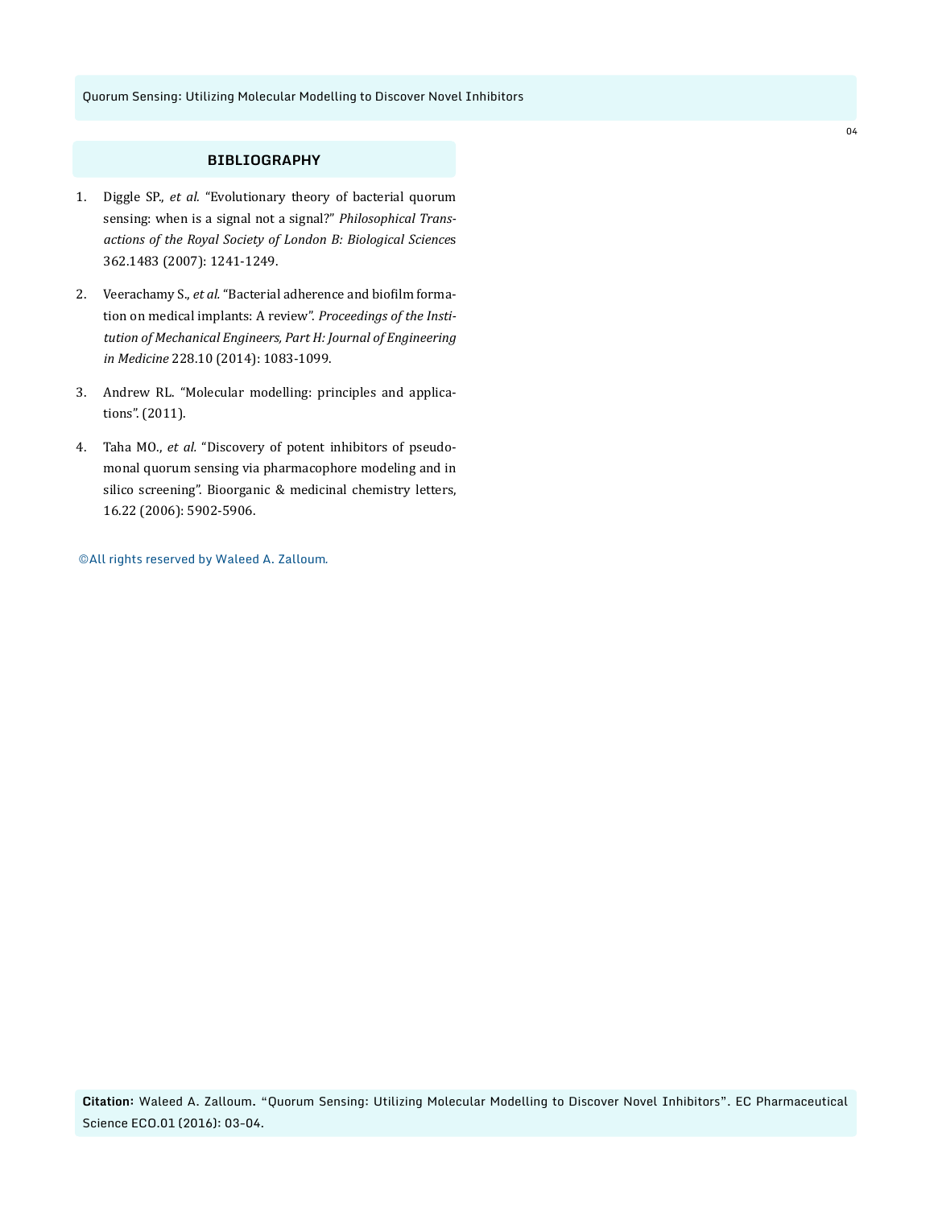## BIBLIOGRAPHY

1. Diggle SP., *et al*. "Evolutionary theory of bacterial quorum sensing: when is a signal not a signal?" *Philosophical Transactions of the Royal Society of London B: Biological Sciences* 362.1483 (2007): 1241-1249.

2. Veerachamy S., *et al*. "Bacterial adherence and biofilm formation on medical implants: A review". *Proceedings of the Institution of Mechanical Engineers, Part H: Journal of Engineering in Medicine* 228.10 (2014): 1083-1099.

3. Andrew RL. "Molecular modelling: principles and applications". (2011).

4. Taha MO., *et al*. "Discovery of potent inhibitors of pseudomonal quorum sensing via pharmacophore modeling and in silico screening". Bioorganic & medicinal chemistry letters, 16.22 (2006): 5902-5906.

©All rights reserved by Waleed A. Zalloum.

**Citation:** Waleed A. Zalloum. "Quorum Sensing: Utilizing Molecular Modelling to Discover Novel Inhibitors". EC Pharmaceutical Science ECO.01 (2016): 03-04.